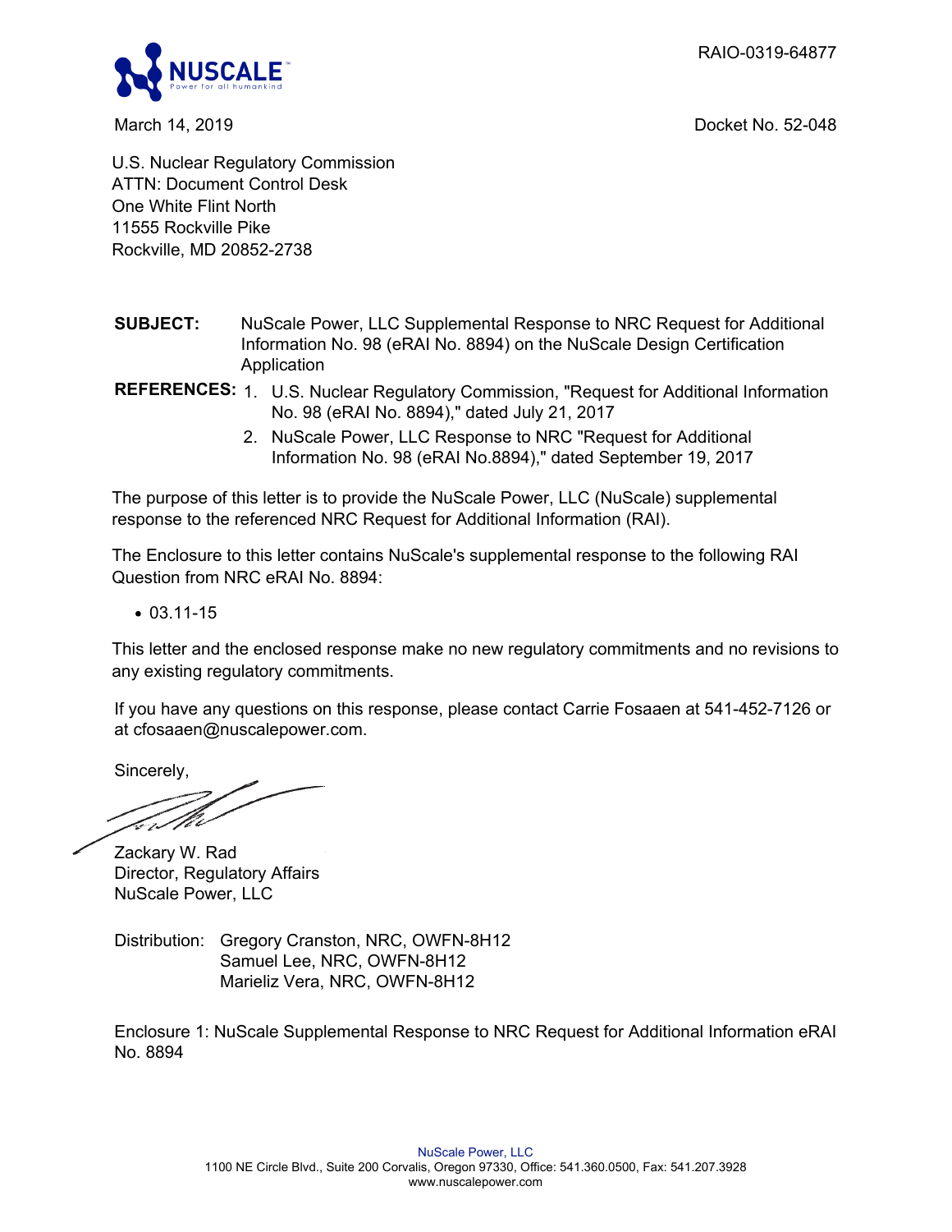RAIO-0319-64877

March 14, 2019

Docket No. 52-048

U.S. Nuclear Regulatory Commission
ATTN: Document Control Desk
One White Flint North
11555 Rockville Pike
Rockville, MD 20852-2738

**SUBJECT:** NuScale Power, LLC Supplemental Response to NRC Request for Additional Information No. 98 (eRAI No. 8894) on the NuScale Design Certification Application

**REFERENCES:**
1. U.S. Nuclear Regulatory Commission, "Request for Additional Information No. 98 (eRAI No. 8894)," dated July 21, 2017
2. NuScale Power, LLC Response to NRC "Request for Additional Information No. 98 (eRAI No.8894)," dated September 19, 2017

The purpose of this letter is to provide the NuScale Power, LLC (NuScale) supplemental response to the referenced NRC Request for Additional Information (RAI).

The Enclosure to this letter contains NuScale's supplemental response to the following RAI Question from NRC eRAI No. 8894:

- 03.11-15

This letter and the enclosed response make no new regulatory commitments and no revisions to any existing regulatory commitments.

If you have any questions on this response, please contact Carrie Fosaaen at 541-452-7126 or at cfosaaen@nuscalepower.com.

Sincerely,

Zackary W. Rad
Director, Regulatory Affairs
NuScale Power, LLC

Distribution: Gregory Cranston, NRC, OWFN-8H12
Samuel Lee, NRC, OWFN-8H12
Marieliz Vera, NRC, OWFN-8H12

Enclosure 1: NuScale Supplemental Response to NRC Request for Additional Information eRAI No. 8894

NuScale Power, LLC
1100 NE Circle Blvd., Suite 200 Corvalis, Oregon 97330, Office: 541.360.0500, Fax: 541.207.3928
www.nuscalepower.com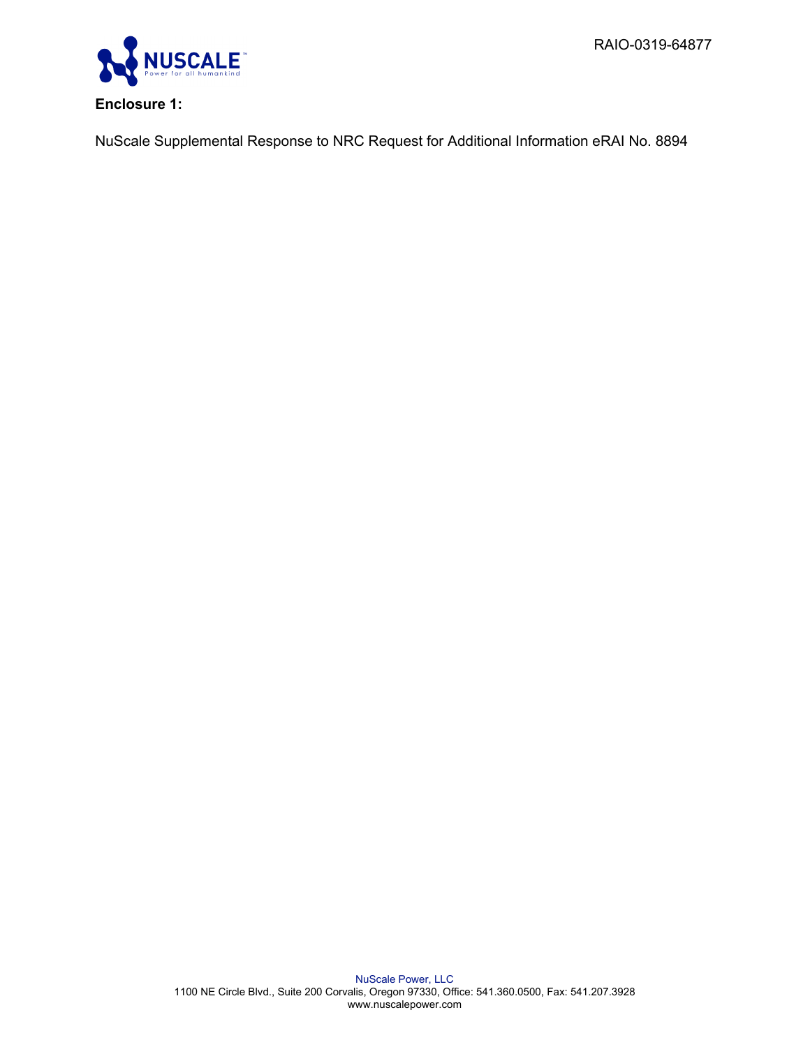RAIO-0319-64877

**Enclosure 1:**

NuScale Supplemental Response to NRC Request for Additional Information eRAI No. 8894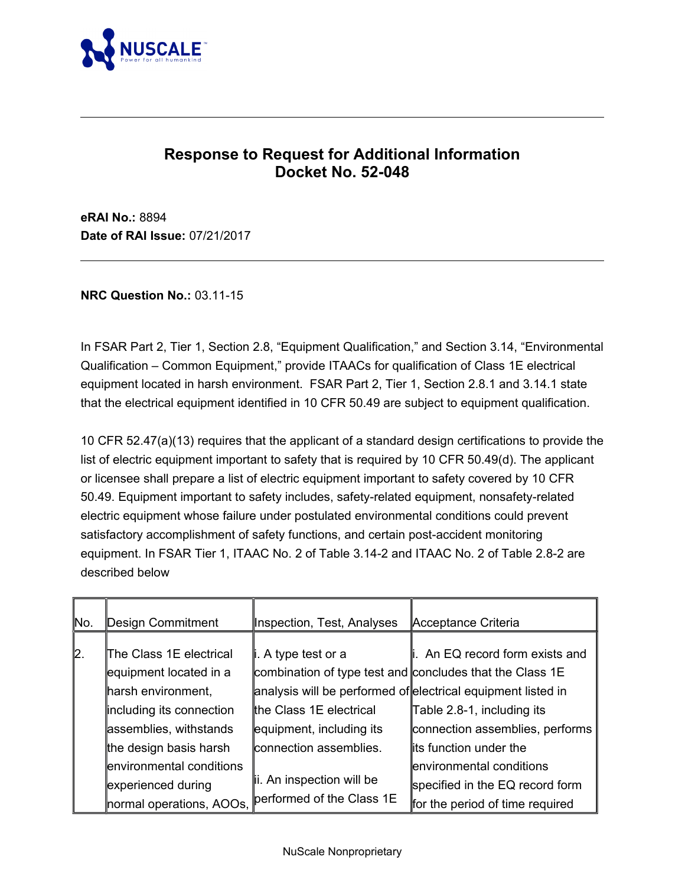# Response to Request for Additional Information
# Docket No. 52-048

**eRAI No.:** 8894
**Date of RAI Issue:** 07/21/2017

---

**NRC Question No.:** 03.11-15

In FSAR Part 2, Tier 1, Section 2.8, "Equipment Qualification," and Section 3.14, "Environmental Qualification – Common Equipment," provide ITAACs for qualification of Class 1E electrical equipment located in harsh environment. FSAR Part 2, Tier 1, Section 2.8.1 and 3.14.1 state that the electrical equipment identified in 10 CFR 50.49 are subject to equipment qualification.

10 CFR 52.47(a)(13) requires that the applicant of a standard design certifications to provide the list of electric equipment important to safety that is required by 10 CFR 50.49(d). The applicant or licensee shall prepare a list of electric equipment important to safety covered by 10 CFR 50.49. Equipment important to safety includes, safety-related equipment, nonsafety-related electric equipment whose failure under postulated environmental conditions could prevent satisfactory accomplishment of safety functions, and certain post-accident monitoring equipment. In FSAR Tier 1, ITAAC No. 2 of Table 3.14-2 and ITAAC No. 2 of Table 2.8-2 are described below

| No. | Design Commitment | Inspection, Test, Analyses | Acceptance Criteria |
|---|---|---|---|
| 2. | The Class 1E electrical equipment located in a harsh environment, including its connection assemblies, withstands the design basis harsh environmental conditions experienced during normal operations, AOOs, | i. A type test or a combination of type test and analysis will be performed of the Class 1E electrical equipment, including its connection assemblies.<br><br>ii. An inspection will be performed of the Class 1E | i. An EQ record form exists and concludes that the Class 1E electrical equipment listed in Table 2.8-1, including its connection assemblies, performs its function under the environmental conditions specified in the EQ record form for the period of time required |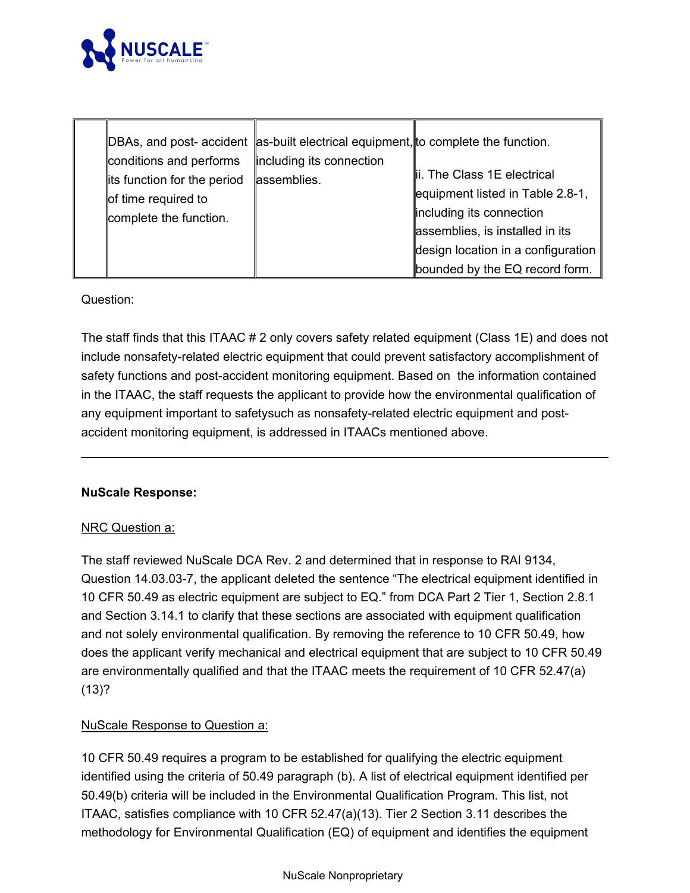|  | DBAs, and post- accident conditions and performs its function for the period of time required to complete the function. | as-built electrical equipment, including its connection assemblies. | to complete the function.<br><br>ii. The Class 1E electrical equipment listed in Table 2.8-1, including its connection assemblies, is installed in its design location in a configuration bounded by the EQ record form. |
|---|---|---|---|

Question:

The staff finds that this ITAAC # 2 only covers safety related equipment (Class 1E) and does not include nonsafety-related electric equipment that could prevent satisfactory accomplishment of safety functions and post-accident monitoring equipment. Based on the information contained in the ITAAC, the staff requests the applicant to provide how the environmental qualification of any equipment important to safetysuch as nonsafety-related electric equipment and post-accident monitoring equipment, is addressed in ITAACs mentioned above.

---

**NuScale Response:**

NRC Question a:

The staff reviewed NuScale DCA Rev. 2 and determined that in response to RAI 9134, Question 14.03.03-7, the applicant deleted the sentence "The electrical equipment identified in 10 CFR 50.49 as electric equipment are subject to EQ." from DCA Part 2 Tier 1, Section 2.8.1 and Section 3.14.1 to clarify that these sections are associated with equipment qualification and not solely environmental qualification. By removing the reference to 10 CFR 50.49, how does the applicant verify mechanical and electrical equipment that are subject to 10 CFR 50.49 are environmentally qualified and that the ITAAC meets the requirement of 10 CFR 52.47(a)(13)?

NuScale Response to Question a:

10 CFR 50.49 requires a program to be established for qualifying the electric equipment identified using the criteria of 50.49 paragraph (b). A list of electrical equipment identified per 50.49(b) criteria will be included in the Environmental Qualification Program. This list, not ITAAC, satisfies compliance with 10 CFR 52.47(a)(13). Tier 2 Section 3.11 describes the methodology for Environmental Qualification (EQ) of equipment and identifies the equipment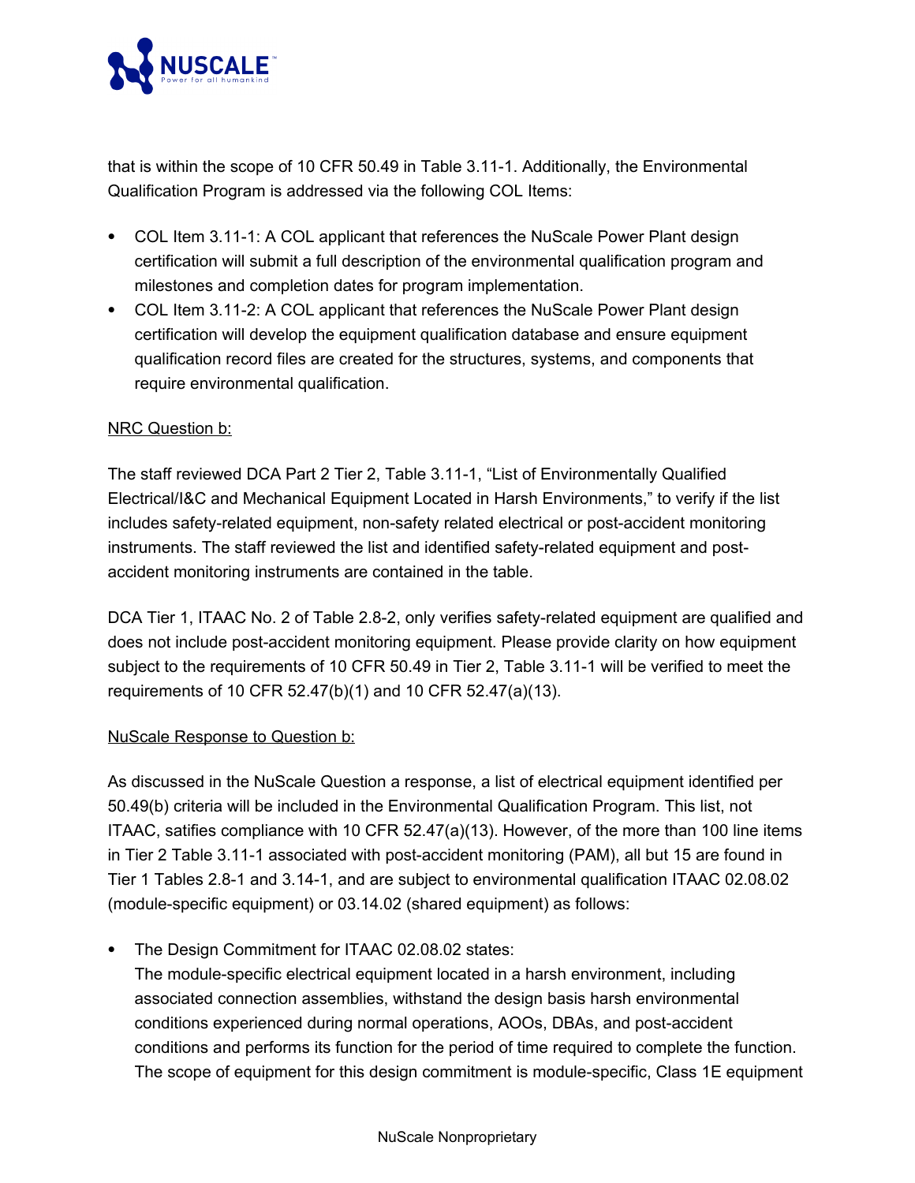that is within the scope of 10 CFR 50.49 in Table 3.11-1. Additionally, the Environmental Qualification Program is addressed via the following COL Items:

- COL Item 3.11-1: A COL applicant that references the NuScale Power Plant design certification will submit a full description of the environmental qualification program and milestones and completion dates for program implementation.
- COL Item 3.11-2: A COL applicant that references the NuScale Power Plant design certification will develop the equipment qualification database and ensure equipment qualification record files are created for the structures, systems, and components that require environmental qualification.

<u>NRC Question b:</u>

The staff reviewed DCA Part 2 Tier 2, Table 3.11-1, "List of Environmentally Qualified Electrical/I&C and Mechanical Equipment Located in Harsh Environments," to verify if the list includes safety-related equipment, non-safety related electrical or post-accident monitoring instruments. The staff reviewed the list and identified safety-related equipment and post-accident monitoring instruments are contained in the table.

DCA Tier 1, ITAAC No. 2 of Table 2.8-2, only verifies safety-related equipment are qualified and does not include post-accident monitoring equipment. Please provide clarity on how equipment subject to the requirements of 10 CFR 50.49 in Tier 2, Table 3.11-1 will be verified to meet the requirements of 10 CFR 52.47(b)(1) and 10 CFR 52.47(a)(13).

<u>NuScale Response to Question b:</u>

As discussed in the NuScale Question a response, a list of electrical equipment identified per 50.49(b) criteria will be included in the Environmental Qualification Program. This list, not ITAAC, satifies compliance with 10 CFR 52.47(a)(13). However, of the more than 100 line items in Tier 2 Table 3.11-1 associated with post-accident monitoring (PAM), all but 15 are found in Tier 1 Tables 2.8-1 and 3.14-1, and are subject to environmental qualification ITAAC 02.08.02 (module-specific equipment) or 03.14.02 (shared equipment) as follows:

- The Design Commitment for ITAAC 02.08.02 states:
  The module-specific electrical equipment located in a harsh environment, including associated connection assemblies, withstand the design basis harsh environmental conditions experienced during normal operations, AOOs, DBAs, and post-accident conditions and performs its function for the period of time required to complete the function. The scope of equipment for this design commitment is module-specific, Class 1E equipment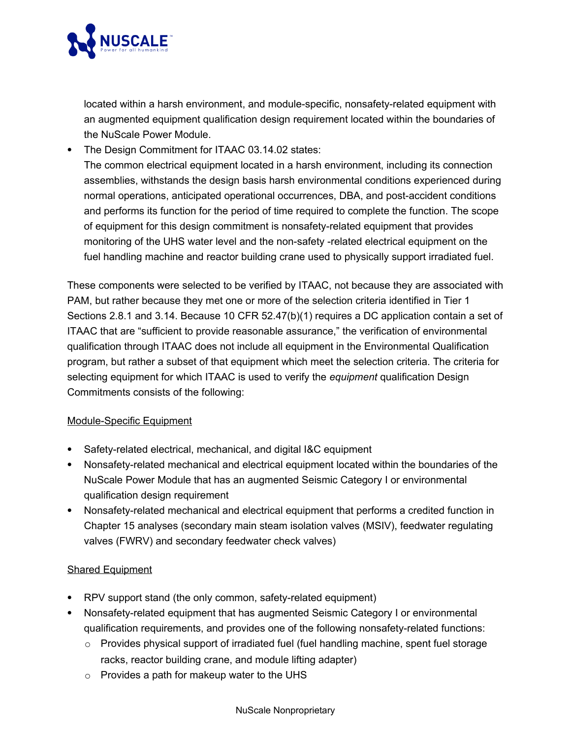located within a harsh environment, and module-specific, nonsafety-related equipment with an augmented equipment qualification design requirement located within the boundaries of the NuScale Power Module.

- The Design Commitment for ITAAC 03.14.02 states:
  The common electrical equipment located in a harsh environment, including its connection assemblies, withstands the design basis harsh environmental conditions experienced during normal operations, anticipated operational occurrences, DBA, and post-accident conditions and performs its function for the period of time required to complete the function. The scope of equipment for this design commitment is nonsafety-related equipment that provides monitoring of the UHS water level and the non-safety -related electrical equipment on the fuel handling machine and reactor building crane used to physically support irradiated fuel.

These components were selected to be verified by ITAAC, not because they are associated with PAM, but rather because they met one or more of the selection criteria identified in Tier 1 Sections 2.8.1 and 3.14. Because 10 CFR 52.47(b)(1) requires a DC application contain a set of ITAAC that are "sufficient to provide reasonable assurance," the verification of environmental qualification through ITAAC does not include all equipment in the Environmental Qualification program, but rather a subset of that equipment which meet the selection criteria. The criteria for selecting equipment for which ITAAC is used to verify the *equipment* qualification Design Commitments consists of the following:

<u>Module-Specific Equipment</u>

- Safety-related electrical, mechanical, and digital I&C equipment
- Nonsafety-related mechanical and electrical equipment located within the boundaries of the NuScale Power Module that has an augmented Seismic Category I or environmental qualification design requirement
- Nonsafety-related mechanical and electrical equipment that performs a credited function in Chapter 15 analyses (secondary main steam isolation valves (MSIV), feedwater regulating valves (FWRV) and secondary feedwater check valves)

<u>Shared Equipment</u>

- RPV support stand (the only common, safety-related equipment)
- Nonsafety-related equipment that has augmented Seismic Category I or environmental qualification requirements, and provides one of the following nonsafety-related functions:
  - Provides physical support of irradiated fuel (fuel handling machine, spent fuel storage racks, reactor building crane, and module lifting adapter)
  - Provides a path for makeup water to the UHS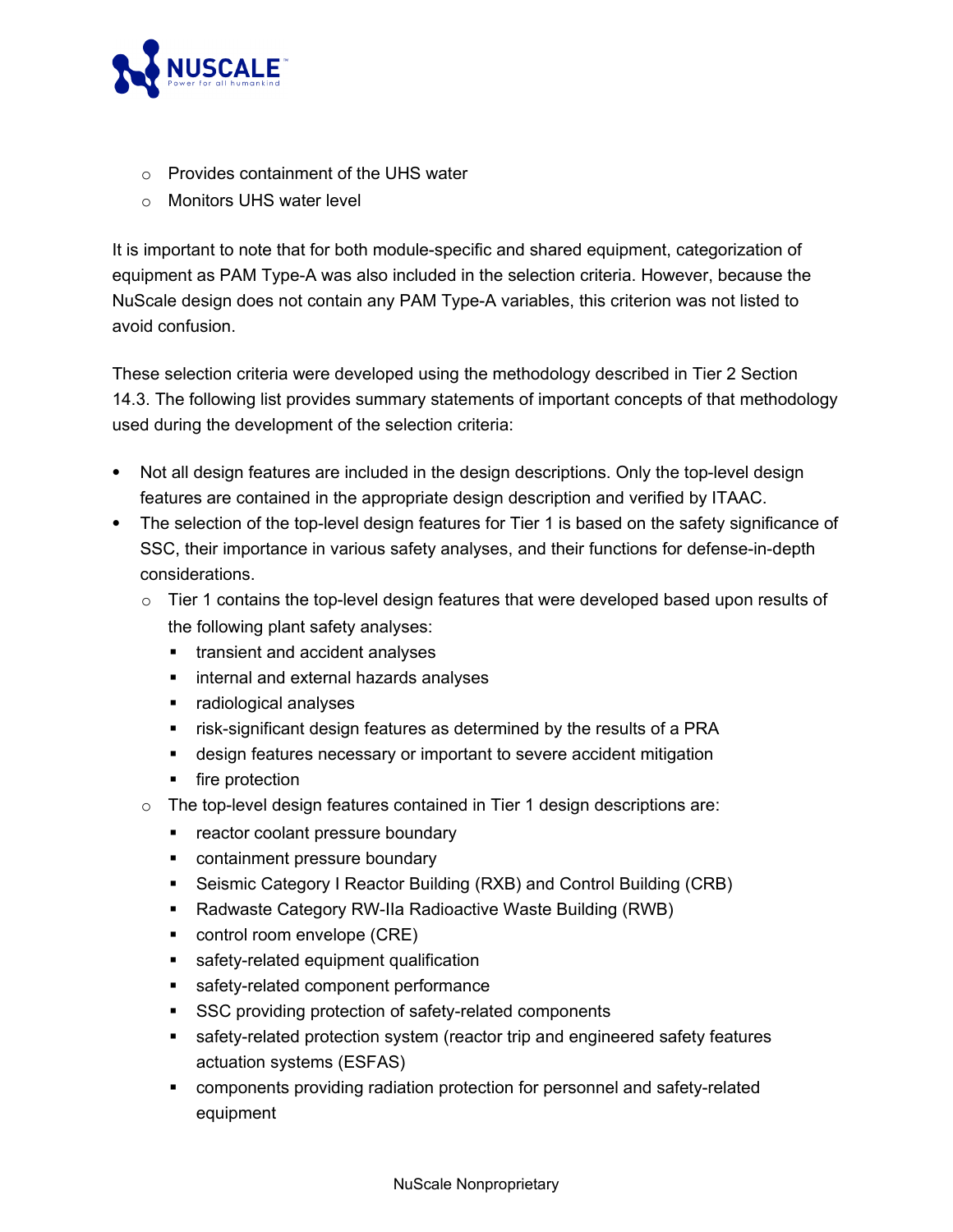- Provides containment of the UHS water
- Monitors UHS water level

It is important to note that for both module-specific and shared equipment, categorization of equipment as PAM Type-A was also included in the selection criteria. However, because the NuScale design does not contain any PAM Type-A variables, this criterion was not listed to avoid confusion.

These selection criteria were developed using the methodology described in Tier 2 Section 14.3. The following list provides summary statements of important concepts of that methodology used during the development of the selection criteria:

- Not all design features are included in the design descriptions. Only the top-level design features are contained in the appropriate design description and verified by ITAAC.
- The selection of the top-level design features for Tier 1 is based on the safety significance of SSC, their importance in various safety analyses, and their functions for defense-in-depth considerations.
  - Tier 1 contains the top-level design features that were developed based upon results of the following plant safety analyses:
    - transient and accident analyses
    - internal and external hazards analyses
    - radiological analyses
    - risk-significant design features as determined by the results of a PRA
    - design features necessary or important to severe accident mitigation
    - fire protection
  - The top-level design features contained in Tier 1 design descriptions are:
    - reactor coolant pressure boundary
    - containment pressure boundary
    - Seismic Category I Reactor Building (RXB) and Control Building (CRB)
    - Radwaste Category RW-IIa Radioactive Waste Building (RWB)
    - control room envelope (CRE)
    - safety-related equipment qualification
    - safety-related component performance
    - SSC providing protection of safety-related components
    - safety-related protection system (reactor trip and engineered safety features actuation systems (ESFAS)
    - components providing radiation protection for personnel and safety-related equipment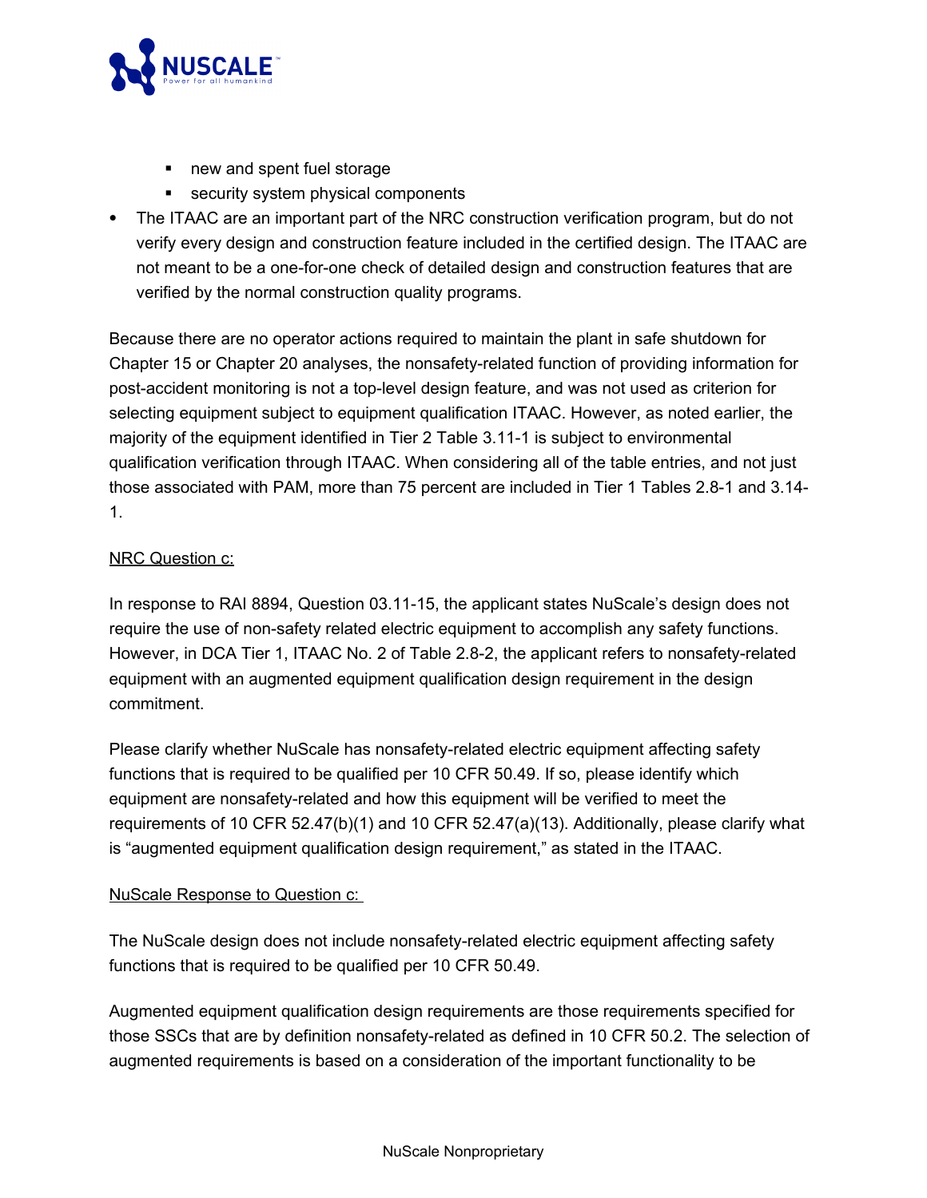- new and spent fuel storage
  - security system physical components
- The ITAAC are an important part of the NRC construction verification program, but do not verify every design and construction feature included in the certified design. The ITAAC are not meant to be a one-for-one check of detailed design and construction features that are verified by the normal construction quality programs.

Because there are no operator actions required to maintain the plant in safe shutdown for Chapter 15 or Chapter 20 analyses, the nonsafety-related function of providing information for post-accident monitoring is not a top-level design feature, and was not used as criterion for selecting equipment subject to equipment qualification ITAAC. However, as noted earlier, the majority of the equipment identified in Tier 2 Table 3.11-1 is subject to environmental qualification verification through ITAAC. When considering all of the table entries, and not just those associated with PAM, more than 75 percent are included in Tier 1 Tables 2.8-1 and 3.14-1.

NRC Question c:

In response to RAI 8894, Question 03.11-15, the applicant states NuScale's design does not require the use of non-safety related electric equipment to accomplish any safety functions. However, in DCA Tier 1, ITAAC No. 2 of Table 2.8-2, the applicant refers to nonsafety-related equipment with an augmented equipment qualification design requirement in the design commitment.

Please clarify whether NuScale has nonsafety-related electric equipment affecting safety functions that is required to be qualified per 10 CFR 50.49. If so, please identify which equipment are nonsafety-related and how this equipment will be verified to meet the requirements of 10 CFR 52.47(b)(1) and 10 CFR 52.47(a)(13). Additionally, please clarify what is "augmented equipment qualification design requirement," as stated in the ITAAC.

NuScale Response to Question c:

The NuScale design does not include nonsafety-related electric equipment affecting safety functions that is required to be qualified per 10 CFR 50.49.

Augmented equipment qualification design requirements are those requirements specified for those SSCs that are by definition nonsafety-related as defined in 10 CFR 50.2. The selection of augmented requirements is based on a consideration of the important functionality to be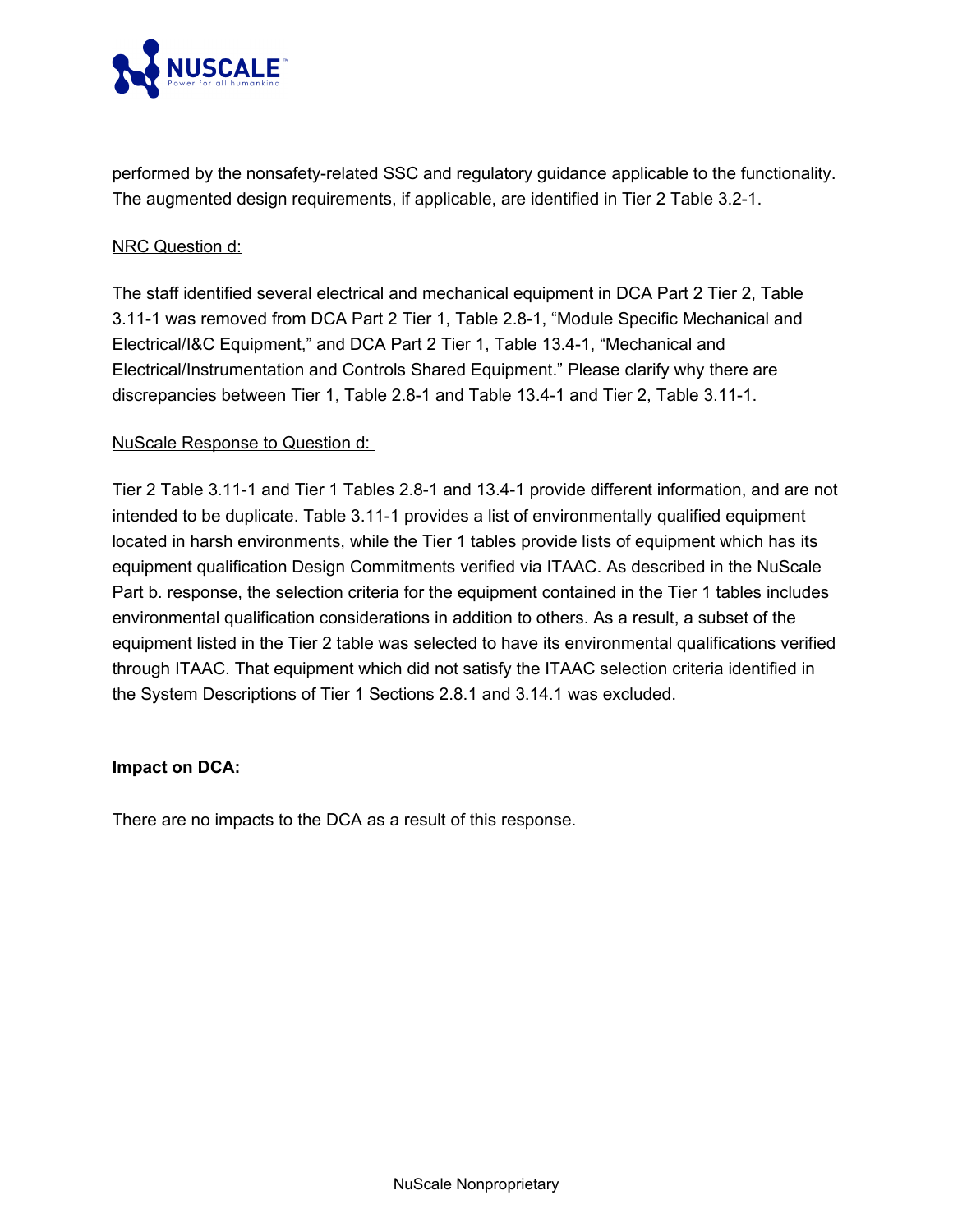performed by the nonsafety-related SSC and regulatory guidance applicable to the functionality. The augmented design requirements, if applicable, are identified in Tier 2 Table 3.2-1.

NRC Question d:

The staff identified several electrical and mechanical equipment in DCA Part 2 Tier 2, Table 3.11-1 was removed from DCA Part 2 Tier 1, Table 2.8-1, "Module Specific Mechanical and Electrical/I&C Equipment," and DCA Part 2 Tier 1, Table 13.4-1, "Mechanical and Electrical/Instrumentation and Controls Shared Equipment." Please clarify why there are discrepancies between Tier 1, Table 2.8-1 and Table 13.4-1 and Tier 2, Table 3.11-1.

NuScale Response to Question d:

Tier 2 Table 3.11-1 and Tier 1 Tables 2.8-1 and 13.4-1 provide different information, and are not intended to be duplicate. Table 3.11-1 provides a list of environmentally qualified equipment located in harsh environments, while the Tier 1 tables provide lists of equipment which has its equipment qualification Design Commitments verified via ITAAC. As described in the NuScale Part b. response, the selection criteria for the equipment contained in the Tier 1 tables includes environmental qualification considerations in addition to others. As a result, a subset of the equipment listed in the Tier 2 table was selected to have its environmental qualifications verified through ITAAC. That equipment which did not satisfy the ITAAC selection criteria identified in the System Descriptions of Tier 1 Sections 2.8.1 and 3.14.1 was excluded.

**Impact on DCA:**

There are no impacts to the DCA as a result of this response.